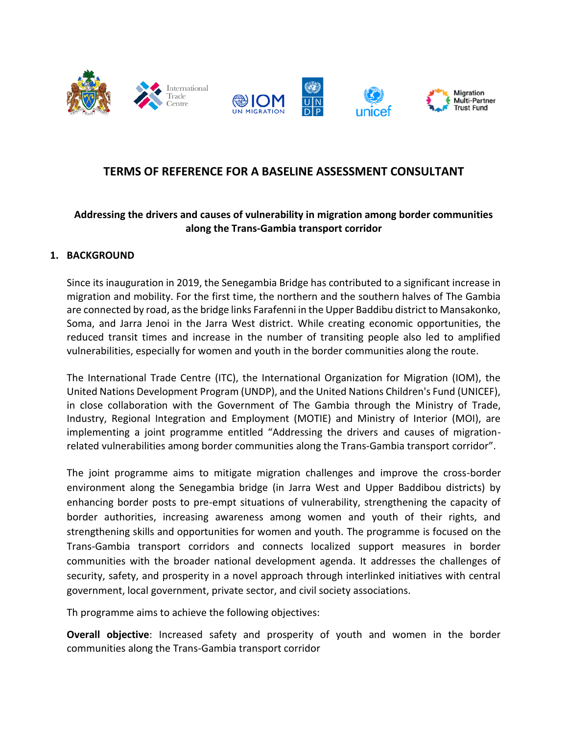# TERMS OF REFERENCE FOR A BASELINE ASSESSMENT CONSULTANT

**Addressing the drivers and causes of vulnerability in migration among border communities along the Trans-Gambia transport corridor**

## 1. BACKGROUND

Since its inauguration in 2019, the Senegambia Bridge has contributed to a significant increase in migration and mobility. For the first time, the northern and the southern halves of The Gambia are connected by road, as the bridge links Farafenni in the Upper Baddibu district to Mansakonko, Soma, and Jarra Jenoi in the Jarra West district. While creating economic opportunities, the reduced transit times and increase in the number of transiting people also led to amplified vulnerabilities, especially for women and youth in the border communities along the route.

The International Trade Centre (ITC), the International Organization for Migration (IOM), the United Nations Development Program (UNDP), and the United Nations Children's Fund (UNICEF), in close collaboration with the Government of The Gambia through the Ministry of Trade, Industry, Regional Integration and Employment (MOTIE) and Ministry of Interior (MOI), are implementing a joint programme entitled "Addressing the drivers and causes of migration-related vulnerabilities among border communities along the Trans-Gambia transport corridor".

The joint programme aims to mitigate migration challenges and improve the cross-border environment along the Senegambia bridge (in Jarra West and Upper Baddibou districts) by enhancing border posts to pre-empt situations of vulnerability, strengthening the capacity of border authorities, increasing awareness among women and youth of their rights, and strengthening skills and opportunities for women and youth. The programme is focused on the Trans-Gambia transport corridors and connects localized support measures in border communities with the broader national development agenda. It addresses the challenges of security, safety, and prosperity in a novel approach through interlinked initiatives with central government, local government, private sector, and civil society associations.

Th programme aims to achieve the following objectives:

**Overall objective**: Increased safety and prosperity of youth and women in the border communities along the Trans-Gambia transport corridor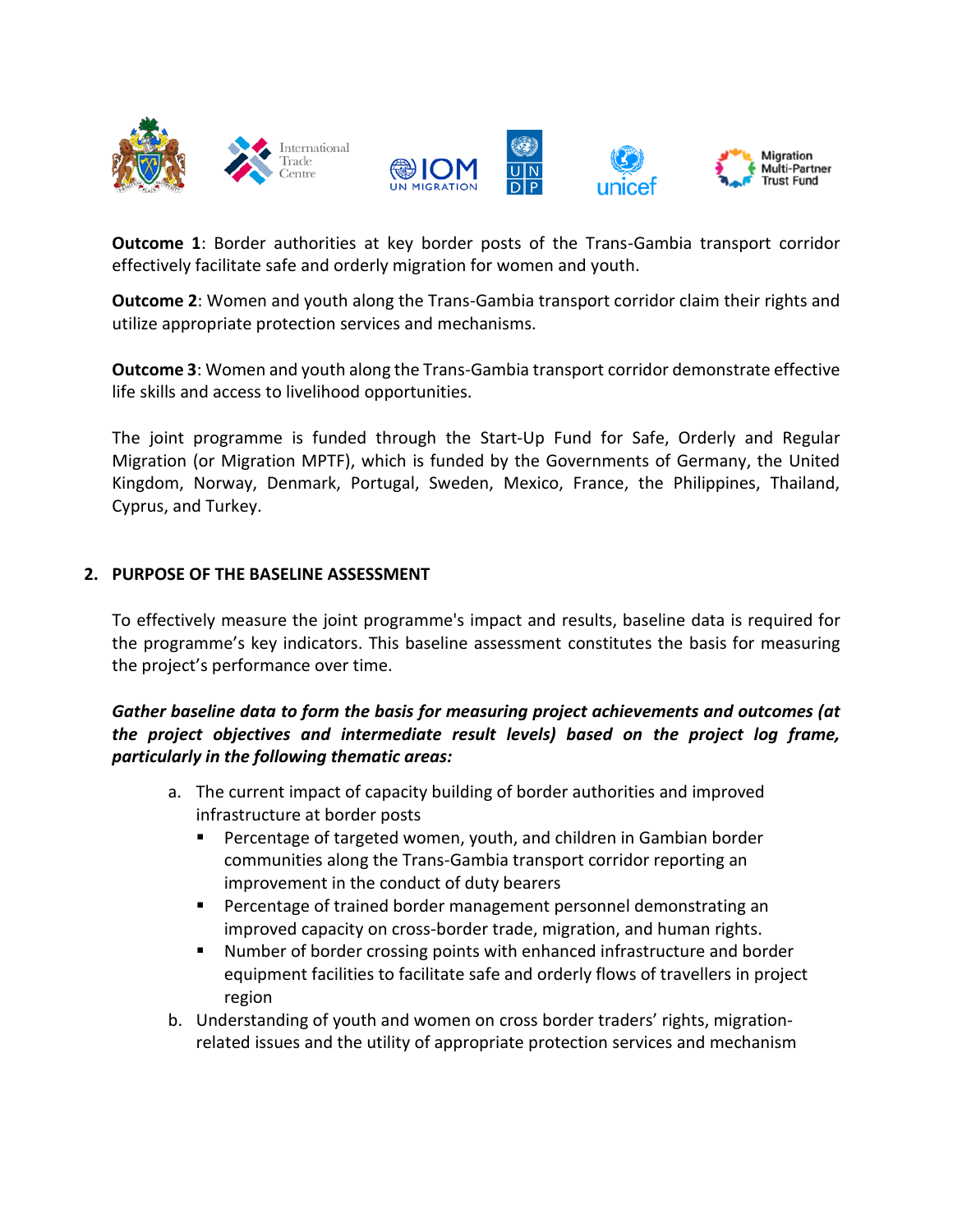**Outcome 1**: Border authorities at key border posts of the Trans-Gambia transport corridor effectively facilitate safe and orderly migration for women and youth.

**Outcome 2**: Women and youth along the Trans-Gambia transport corridor claim their rights and utilize appropriate protection services and mechanisms.

**Outcome 3**: Women and youth along the Trans-Gambia transport corridor demonstrate effective life skills and access to livelihood opportunities.

The joint programme is funded through the Start-Up Fund for Safe, Orderly and Regular Migration (or Migration MPTF), which is funded by the Governments of Germany, the United Kingdom, Norway, Denmark, Portugal, Sweden, Mexico, France, the Philippines, Thailand, Cyprus, and Turkey.

## 2. PURPOSE OF THE BASELINE ASSESSMENT

To effectively measure the joint programme's impact and results, baseline data is required for the programme's key indicators. This baseline assessment constitutes the basis for measuring the project's performance over time.

***Gather baseline data to form the basis for measuring project achievements and outcomes (at the project objectives and intermediate result levels) based on the project log frame, particularly in the following thematic areas:***

a. The current impact of capacity building of border authorities and improved infrastructure at border posts
   - Percentage of targeted women, youth, and children in Gambian border communities along the Trans-Gambia transport corridor reporting an improvement in the conduct of duty bearers
   - Percentage of trained border management personnel demonstrating an improved capacity on cross-border trade, migration, and human rights.
   - Number of border crossing points with enhanced infrastructure and border equipment facilities to facilitate safe and orderly flows of travellers in project region
b. Understanding of youth and women on cross border traders' rights, migration-related issues and the utility of appropriate protection services and mechanism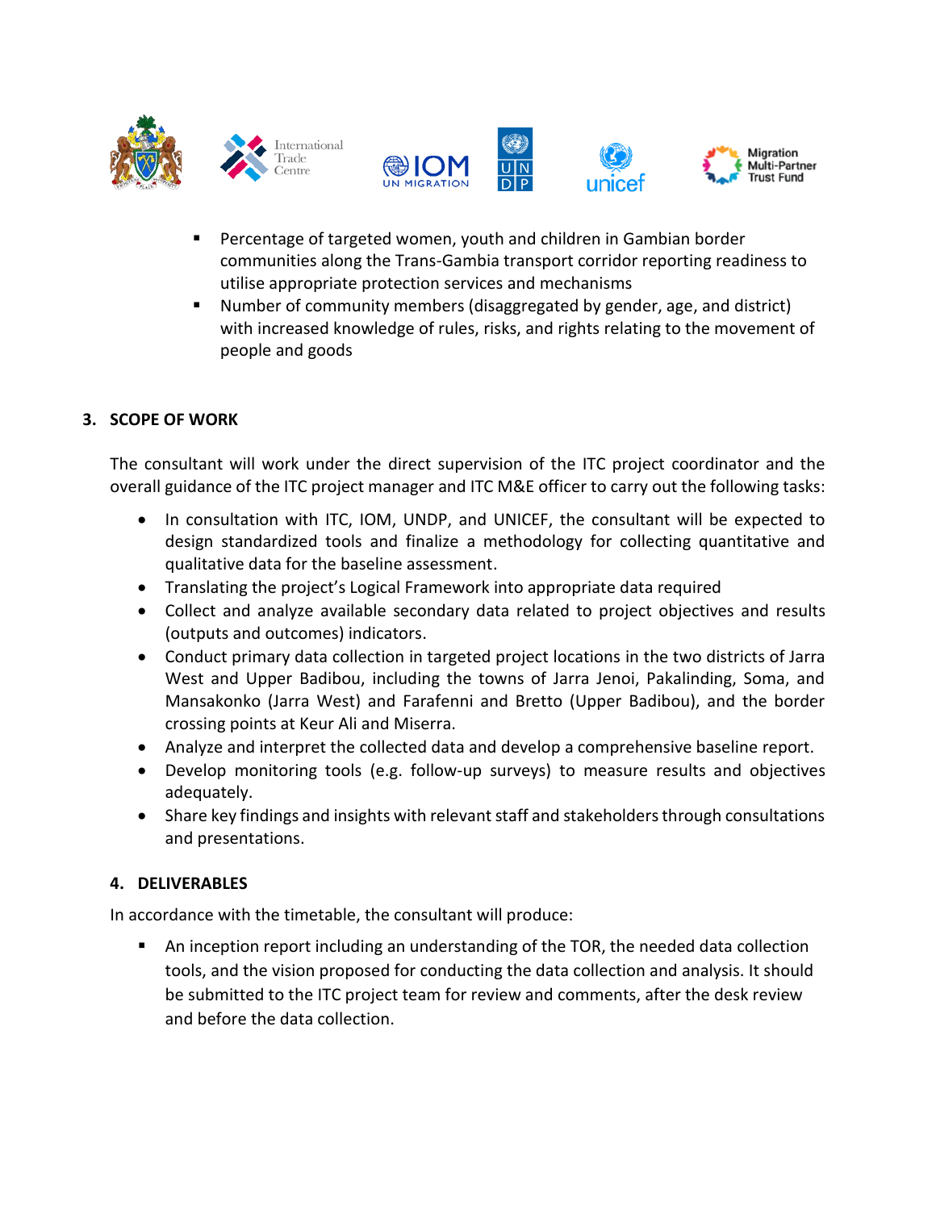- Percentage of targeted women, youth and children in Gambian border communities along the Trans-Gambia transport corridor reporting readiness to utilise appropriate protection services and mechanisms
- Number of community members (disaggregated by gender, age, and district) with increased knowledge of rules, risks, and rights relating to the movement of people and goods

## 3. SCOPE OF WORK

The consultant will work under the direct supervision of the ITC project coordinator and the overall guidance of the ITC project manager and ITC M&E officer to carry out the following tasks:

- In consultation with ITC, IOM, UNDP, and UNICEF, the consultant will be expected to design standardized tools and finalize a methodology for collecting quantitative and qualitative data for the baseline assessment.
- Translating the project's Logical Framework into appropriate data required
- Collect and analyze available secondary data related to project objectives and results (outputs and outcomes) indicators.
- Conduct primary data collection in targeted project locations in the two districts of Jarra West and Upper Badibou, including the towns of Jarra Jenoi, Pakalinding, Soma, and Mansakonko (Jarra West) and Farafenni and Bretto (Upper Badibou), and the border crossing points at Keur Ali and Miserra.
- Analyze and interpret the collected data and develop a comprehensive baseline report.
- Develop monitoring tools (e.g. follow-up surveys) to measure results and objectives adequately.
- Share key findings and insights with relevant staff and stakeholders through consultations and presentations.

## 4. DELIVERABLES

In accordance with the timetable, the consultant will produce:

- An inception report including an understanding of the TOR, the needed data collection tools, and the vision proposed for conducting the data collection and analysis. It should be submitted to the ITC project team for review and comments, after the desk review and before the data collection.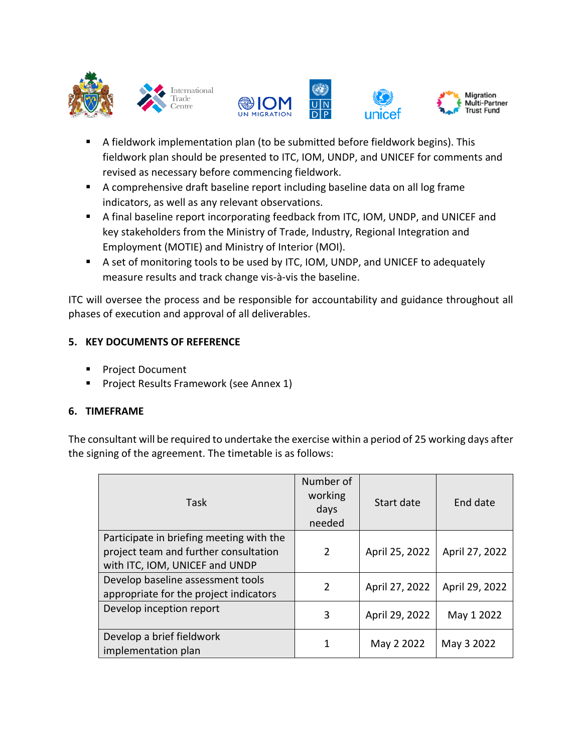- A fieldwork implementation plan (to be submitted before fieldwork begins). This fieldwork plan should be presented to ITC, IOM, UNDP, and UNICEF for comments and revised as necessary before commencing fieldwork.
- A comprehensive draft baseline report including baseline data on all log frame indicators, as well as any relevant observations.
- A final baseline report incorporating feedback from ITC, IOM, UNDP, and UNICEF and key stakeholders from the Ministry of Trade, Industry, Regional Integration and Employment (MOTIE) and Ministry of Interior (MOI).
- A set of monitoring tools to be used by ITC, IOM, UNDP, and UNICEF to adequately measure results and track change vis-à-vis the baseline.

ITC will oversee the process and be responsible for accountability and guidance throughout all phases of execution and approval of all deliverables.

## 5. KEY DOCUMENTS OF REFERENCE

- Project Document
- Project Results Framework (see Annex 1)

## 6. TIMEFRAME

The consultant will be required to undertake the exercise within a period of 25 working days after the signing of the agreement. The timetable is as follows:

| Task | Number of working days needed | Start date | End date |
|---|---|---|---|
| Participate in briefing meeting with the project team and further consultation with ITC, IOM, UNICEF and UNDP | 2 | April 25, 2022 | April 27, 2022 |
| Develop baseline assessment tools appropriate for the project indicators | 2 | April 27, 2022 | April 29, 2022 |
| Develop inception report | 3 | April 29, 2022 | May 1 2022 |
| Develop a brief fieldwork implementation plan | 1 | May 2 2022 | May 3 2022 |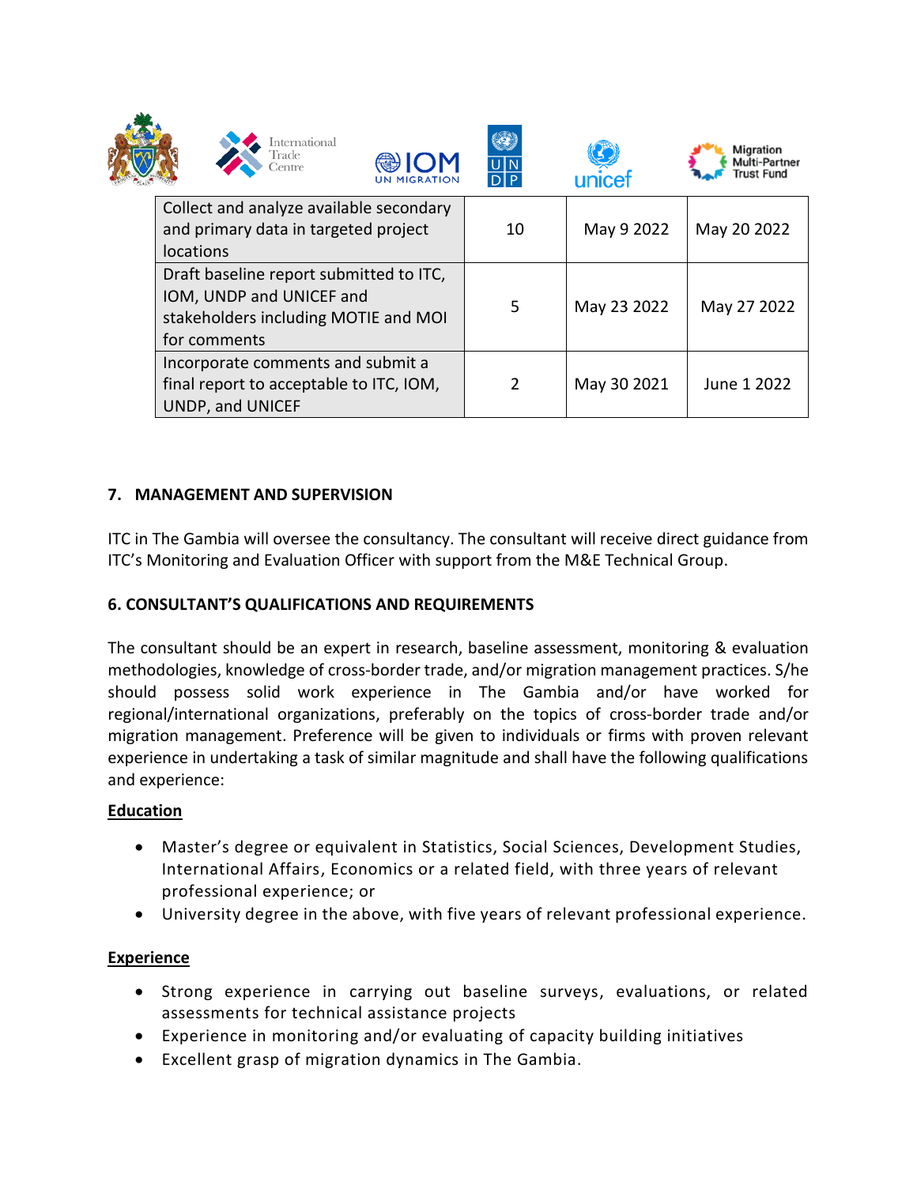| Collect and analyze available secondary and primary data in targeted project locations | 10 | May 9 2022 | May 20 2022 |
|---|---|---|---|
| Draft baseline report submitted to ITC, IOM, UNDP and UNICEF and stakeholders including MOTIE and MOI for comments | 5 | May 23 2022 | May 27 2022 |
| Incorporate comments and submit a final report to acceptable to ITC, IOM, UNDP, and UNICEF | 2 | May 30 2021 | June 1 2022 |

## 7. MANAGEMENT AND SUPERVISION

ITC in The Gambia will oversee the consultancy. The consultant will receive direct guidance from ITC's Monitoring and Evaluation Officer with support from the M&E Technical Group.

## 6. CONSULTANT'S QUALIFICATIONS AND REQUIREMENTS

The consultant should be an expert in research, baseline assessment, monitoring & evaluation methodologies, knowledge of cross-border trade, and/or migration management practices. S/he should possess solid work experience in The Gambia and/or have worked for regional/international organizations, preferably on the topics of cross-border trade and/or migration management. Preference will be given to individuals or firms with proven relevant experience in undertaking a task of similar magnitude and shall have the following qualifications and experience:

**Education**

- Master's degree or equivalent in Statistics, Social Sciences, Development Studies, International Affairs, Economics or a related field, with three years of relevant professional experience; or
- University degree in the above, with five years of relevant professional experience.

**Experience**

- Strong experience in carrying out baseline surveys, evaluations, or related assessments for technical assistance projects
- Experience in monitoring and/or evaluating of capacity building initiatives
- Excellent grasp of migration dynamics in The Gambia.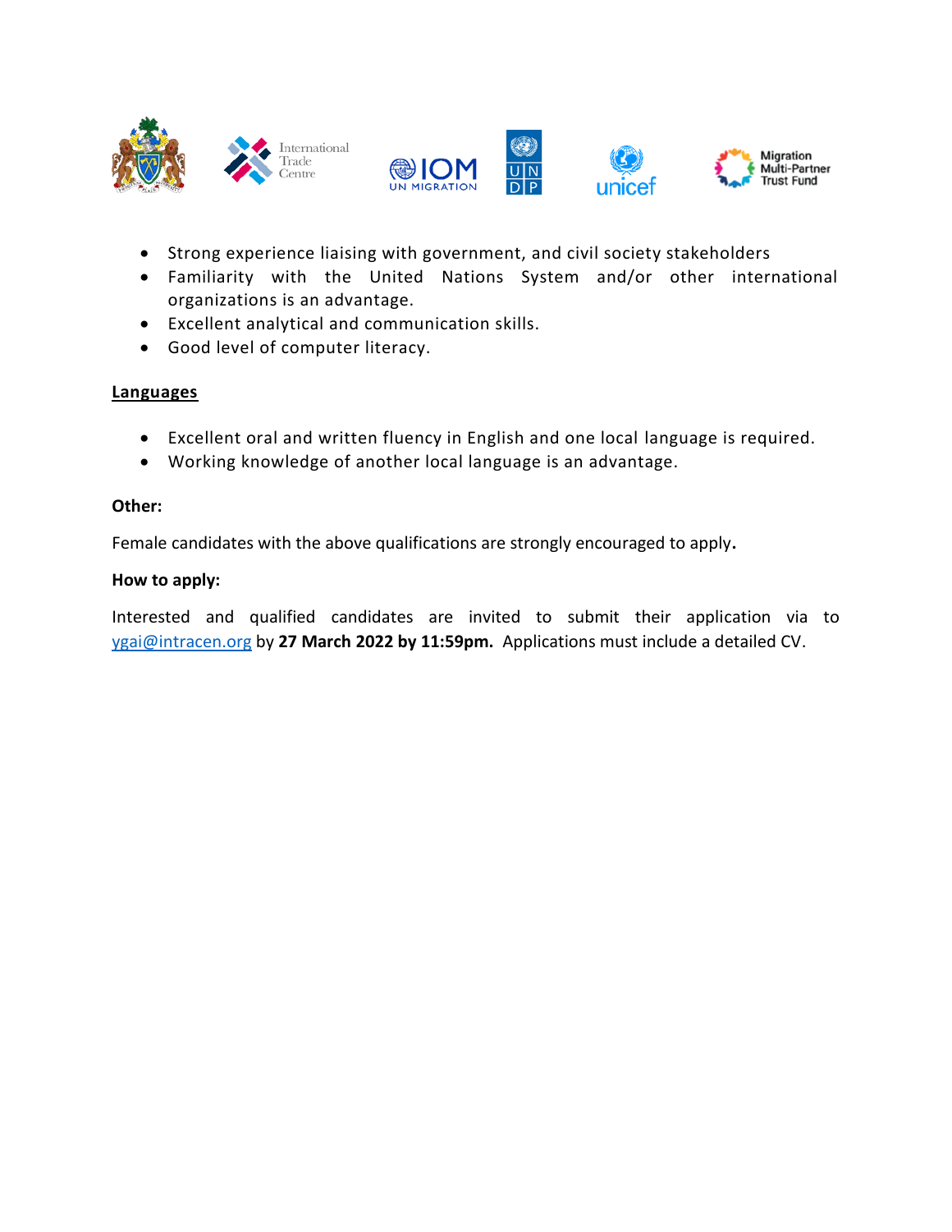- Strong experience liaising with government, and civil society stakeholders
- Familiarity with the United Nations System and/or other international organizations is an advantage.
- Excellent analytical and communication skills.
- Good level of computer literacy.

**Languages**

- Excellent oral and written fluency in English and one local language is required.
- Working knowledge of another local language is an advantage.

**Other:**

Female candidates with the above qualifications are strongly encouraged to apply**.**

**How to apply:**

Interested and qualified candidates are invited to submit their application via to ygai@intracen.org by **27 March 2022 by 11:59pm.** Applications must include a detailed CV.